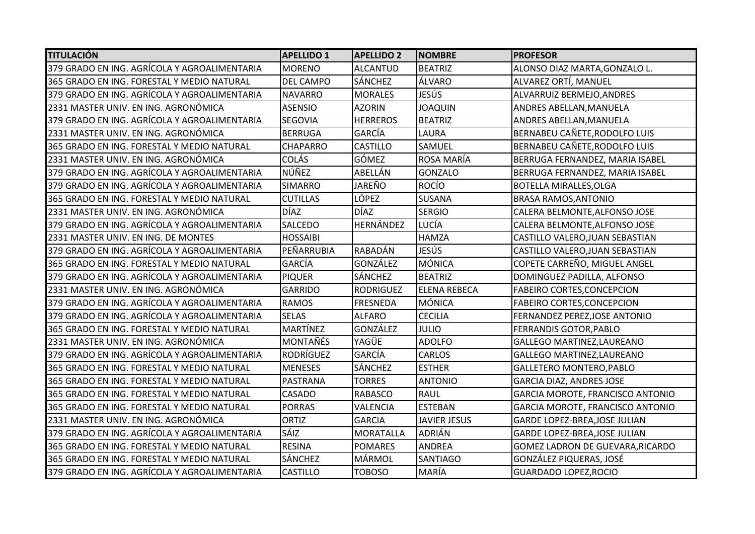| TITULACIÓN | APELLIDO 1 | APELLIDO 2 | NOMBRE | PROFESOR |
|---|---|---|---|---|
| 379 GRADO EN ING. AGRÍCOLA Y AGROALIMENTARIA | MORENO | ALCANTUD | BEATRIZ | ALONSO DIAZ MARTA,GONZALO L. |
| 365 GRADO EN ING. FORESTAL Y MEDIO NATURAL | DEL CAMPO | SÁNCHEZ | ÁLVARO | ALVAREZ ORTÍ, MANUEL |
| 379 GRADO EN ING. AGRÍCOLA Y AGROALIMENTARIA | NAVARRO | MORALES | JESÚS | ALVARRUIZ BERMEJO,ANDRES |
| 2331 MASTER UNIV. EN ING. AGRONÓMICA | ASENSIO | AZORIN | JOAQUIN | ANDRES ABELLAN,MANUELA |
| 379 GRADO EN ING. AGRÍCOLA Y AGROALIMENTARIA | SEGOVIA | HERREROS | BEATRIZ | ANDRES ABELLAN,MANUELA |
| 2331 MASTER UNIV. EN ING. AGRONÓMICA | BERRUGA | GARCÍA | LAURA | BERNABEU CAÑETE,RODOLFO LUIS |
| 365 GRADO EN ING. FORESTAL Y MEDIO NATURAL | CHAPARRO | CASTILLO | SAMUEL | BERNABEU CAÑETE,RODOLFO LUIS |
| 2331 MASTER UNIV. EN ING. AGRONÓMICA | COLÁS | GÓMEZ | ROSA MARÍA | BERRUGA FERNANDEZ, MARIA ISABEL |
| 379 GRADO EN ING. AGRÍCOLA Y AGROALIMENTARIA | NÚÑEZ | ABELLÁN | GONZALO | BERRUGA FERNANDEZ, MARIA ISABEL |
| 379 GRADO EN ING. AGRÍCOLA Y AGROALIMENTARIA | SIMARRO | JAREÑO | ROCÍO | BOTELLA MIRALLES,OLGA |
| 365 GRADO EN ING. FORESTAL Y MEDIO NATURAL | CUTILLAS | LÓPEZ | SUSANA | BRASA RAMOS,ANTONIO |
| 2331 MASTER UNIV. EN ING. AGRONÓMICA | DÍAZ | DÍAZ | SERGIO | CALERA BELMONTE,ALFONSO JOSE |
| 379 GRADO EN ING. AGRÍCOLA Y AGROALIMENTARIA | SALCEDO | HERNÁNDEZ | LUCÍA | CALERA BELMONTE,ALFONSO JOSE |
| 2331 MASTER UNIV. EN ING. DE MONTES | HOSSAIBI | | HAMZA | CASTILLO VALERO,JUAN SEBASTIAN |
| 379 GRADO EN ING. AGRÍCOLA Y AGROALIMENTARIA | PEÑARRUBIA | RABADÁN | JESÚS | CASTILLO VALERO,JUAN SEBASTIAN |
| 365 GRADO EN ING. FORESTAL Y MEDIO NATURAL | GARCÍA | GONZÁLEZ | MÓNICA | COPETE CARREÑO, MIGUEL ANGEL |
| 379 GRADO EN ING. AGRÍCOLA Y AGROALIMENTARIA | PIQUER | SÁNCHEZ | BEATRIZ | DOMINGUEZ PADILLA, ALFONSO |
| 2331 MASTER UNIV. EN ING. AGRONÓMICA | GARRIDO | RODRIGUEZ | ELENA REBECA | FABEIRO CORTES,CONCEPCION |
| 379 GRADO EN ING. AGRÍCOLA Y AGROALIMENTARIA | RAMOS | FRESNEDA | MÓNICA | FABEIRO CORTES,CONCEPCION |
| 379 GRADO EN ING. AGRÍCOLA Y AGROALIMENTARIA | SELAS | ALFARO | CECILIA | FERNANDEZ PEREZ,JOSE ANTONIO |
| 365 GRADO EN ING. FORESTAL Y MEDIO NATURAL | MARTÍNEZ | GONZÁLEZ | JULIO | FERRANDIS GOTOR,PABLO |
| 2331 MASTER UNIV. EN ING. AGRONÓMICA | MONTAÑÉS | YAGÜE | ADOLFO | GALLEGO MARTINEZ,LAUREANO |
| 379 GRADO EN ING. AGRÍCOLA Y AGROALIMENTARIA | RODRÍGUEZ | GARCÍA | CARLOS | GALLEGO MARTINEZ,LAUREANO |
| 365 GRADO EN ING. FORESTAL Y MEDIO NATURAL | MENESES | SÁNCHEZ | ESTHER | GALLETERO MONTERO,PABLO |
| 365 GRADO EN ING. FORESTAL Y MEDIO NATURAL | PASTRANA | TORRES | ANTONIO | GARCIA DIAZ, ANDRES JOSE |
| 365 GRADO EN ING. FORESTAL Y MEDIO NATURAL | CASADO | RABASCO | RAUL | GARCIA MOROTE, FRANCISCO ANTONIO |
| 365 GRADO EN ING. FORESTAL Y MEDIO NATURAL | PORRAS | VALENCIA | ESTEBAN | GARCIA MOROTE, FRANCISCO ANTONIO |
| 2331 MASTER UNIV. EN ING. AGRONÓMICA | ORTIZ | GARCIA | JAVIER JESUS | GARDE LOPEZ-BREA,JOSE JULIAN |
| 379 GRADO EN ING. AGRÍCOLA Y AGROALIMENTARIA | SÁIZ | MORATALLA | ADRIÁN | GARDE LOPEZ-BREA,JOSE JULIAN |
| 365 GRADO EN ING. FORESTAL Y MEDIO NATURAL | RESINA | POMARES | ANDREA | GOMEZ LADRON DE GUEVARA,RICARDO |
| 365 GRADO EN ING. FORESTAL Y MEDIO NATURAL | SÁNCHEZ | MÁRMOL | SANTIAGO | GONZÁLEZ PIQUERAS, JOSÉ |
| 379 GRADO EN ING. AGRÍCOLA Y AGROALIMENTARIA | CASTILLO | TOBOSO | MARÍA | GUARDADO LOPEZ,ROCIO |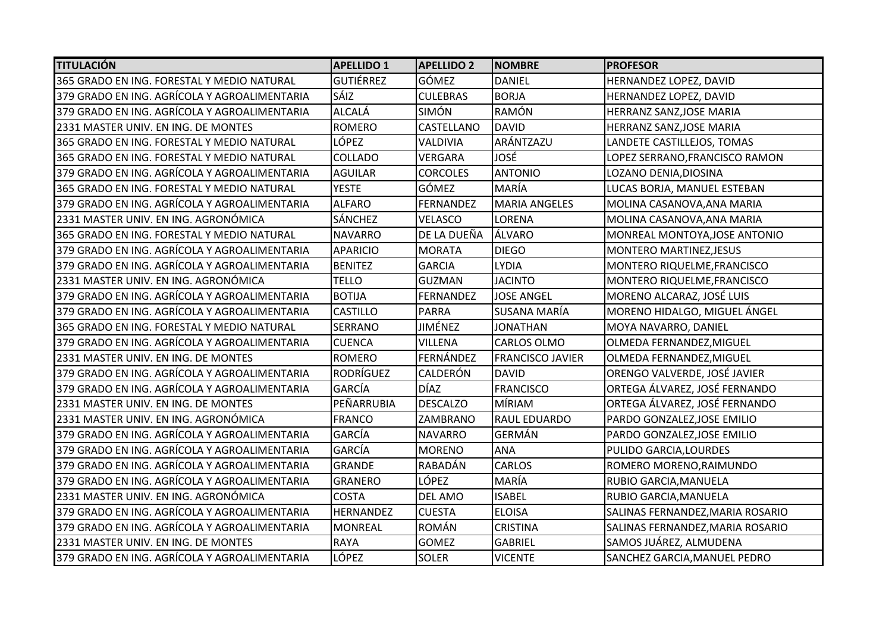| TITULACIÓN | APELLIDO 1 | APELLIDO 2 | NOMBRE | PROFESOR |
|---|---|---|---|---|
| 365 GRADO EN ING. FORESTAL Y MEDIO NATURAL | GUTIÉRREZ | GÓMEZ | DANIEL | HERNANDEZ LOPEZ, DAVID |
| 379 GRADO EN ING. AGRÍCOLA Y AGROALIMENTARIA | SÁIZ | CULEBRAS | BORJA | HERNANDEZ LOPEZ, DAVID |
| 379 GRADO EN ING. AGRÍCOLA Y AGROALIMENTARIA | ALCALÁ | SIMÓN | RAMÓN | HERRANZ SANZ,JOSE MARIA |
| 2331 MASTER UNIV. EN ING. DE MONTES | ROMERO | CASTELLANO | DAVID | HERRANZ SANZ,JOSE MARIA |
| 365 GRADO EN ING. FORESTAL Y MEDIO NATURAL | LÓPEZ | VALDIVIA | ARÁNTZAZU | LANDETE CASTILLEJOS, TOMAS |
| 365 GRADO EN ING. FORESTAL Y MEDIO NATURAL | COLLADO | VERGARA | JOSÉ | LOPEZ SERRANO,FRANCISCO RAMON |
| 379 GRADO EN ING. AGRÍCOLA Y AGROALIMENTARIA | AGUILAR | CORCOLES | ANTONIO | LOZANO DENIA,DIOSINA |
| 365 GRADO EN ING. FORESTAL Y MEDIO NATURAL | YESTE | GÓMEZ | MARÍA | LUCAS BORJA, MANUEL ESTEBAN |
| 379 GRADO EN ING. AGRÍCOLA Y AGROALIMENTARIA | ALFARO | FERNANDEZ | MARIA ANGELES | MOLINA CASANOVA,ANA MARIA |
| 2331 MASTER UNIV. EN ING. AGRONÓMICA | SÁNCHEZ | VELASCO | LORENA | MOLINA CASANOVA,ANA MARIA |
| 365 GRADO EN ING. FORESTAL Y MEDIO NATURAL | NAVARRO | DE LA DUEÑA | ÁLVARO | MONREAL MONTOYA,JOSE ANTONIO |
| 379 GRADO EN ING. AGRÍCOLA Y AGROALIMENTARIA | APARICIO | MORATA | DIEGO | MONTERO MARTINEZ,JESUS |
| 379 GRADO EN ING. AGRÍCOLA Y AGROALIMENTARIA | BENITEZ | GARCIA | LYDIA | MONTERO RIQUELME,FRANCISCO |
| 2331 MASTER UNIV. EN ING. AGRONÓMICA | TELLO | GUZMAN | JACINTO | MONTERO RIQUELME,FRANCISCO |
| 379 GRADO EN ING. AGRÍCOLA Y AGROALIMENTARIA | BOTIJA | FERNANDEZ | JOSE ANGEL | MORENO ALCARAZ, JOSÉ LUIS |
| 379 GRADO EN ING. AGRÍCOLA Y AGROALIMENTARIA | CASTILLO | PARRA | SUSANA MARÍA | MORENO HIDALGO, MIGUEL ÁNGEL |
| 365 GRADO EN ING. FORESTAL Y MEDIO NATURAL | SERRANO | JIMÉNEZ | JONATHAN | MOYA NAVARRO, DANIEL |
| 379 GRADO EN ING. AGRÍCOLA Y AGROALIMENTARIA | CUENCA | VILLENA | CARLOS OLMO | OLMEDA FERNANDEZ,MIGUEL |
| 2331 MASTER UNIV. EN ING. DE MONTES | ROMERO | FERNÁNDEZ | FRANCISCO JAVIER | OLMEDA FERNANDEZ,MIGUEL |
| 379 GRADO EN ING. AGRÍCOLA Y AGROALIMENTARIA | RODRÍGUEZ | CALDERÓN | DAVID | ORENGO VALVERDE, JOSÉ JAVIER |
| 379 GRADO EN ING. AGRÍCOLA Y AGROALIMENTARIA | GARCÍA | DÍAZ | FRANCISCO | ORTEGA ÁLVAREZ, JOSÉ FERNANDO |
| 2331 MASTER UNIV. EN ING. DE MONTES | PEÑARRUBIA | DESCALZO | MÍRIAM | ORTEGA ÁLVAREZ, JOSÉ FERNANDO |
| 2331 MASTER UNIV. EN ING. AGRONÓMICA | FRANCO | ZAMBRANO | RAUL EDUARDO | PARDO GONZALEZ,JOSE EMILIO |
| 379 GRADO EN ING. AGRÍCOLA Y AGROALIMENTARIA | GARCÍA | NAVARRO | GERMÁN | PARDO GONZALEZ,JOSE EMILIO |
| 379 GRADO EN ING. AGRÍCOLA Y AGROALIMENTARIA | GARCÍA | MORENO | ANA | PULIDO GARCIA,LOURDES |
| 379 GRADO EN ING. AGRÍCOLA Y AGROALIMENTARIA | GRANDE | RABADÁN | CARLOS | ROMERO MORENO,RAIMUNDO |
| 379 GRADO EN ING. AGRÍCOLA Y AGROALIMENTARIA | GRANERO | LÓPEZ | MARÍA | RUBIO GARCIA,MANUELA |
| 2331 MASTER UNIV. EN ING. AGRONÓMICA | COSTA | DEL AMO | ISABEL | RUBIO GARCIA,MANUELA |
| 379 GRADO EN ING. AGRÍCOLA Y AGROALIMENTARIA | HERNANDEZ | CUESTA | ELOISA | SALINAS FERNANDEZ,MARIA ROSARIO |
| 379 GRADO EN ING. AGRÍCOLA Y AGROALIMENTARIA | MONREAL | ROMÁN | CRISTINA | SALINAS FERNANDEZ,MARIA ROSARIO |
| 2331 MASTER UNIV. EN ING. DE MONTES | RAYA | GOMEZ | GABRIEL | SAMOS JUÁREZ, ALMUDENA |
| 379 GRADO EN ING. AGRÍCOLA Y AGROALIMENTARIA | LÓPEZ | SOLER | VICENTE | SANCHEZ GARCIA,MANUEL PEDRO |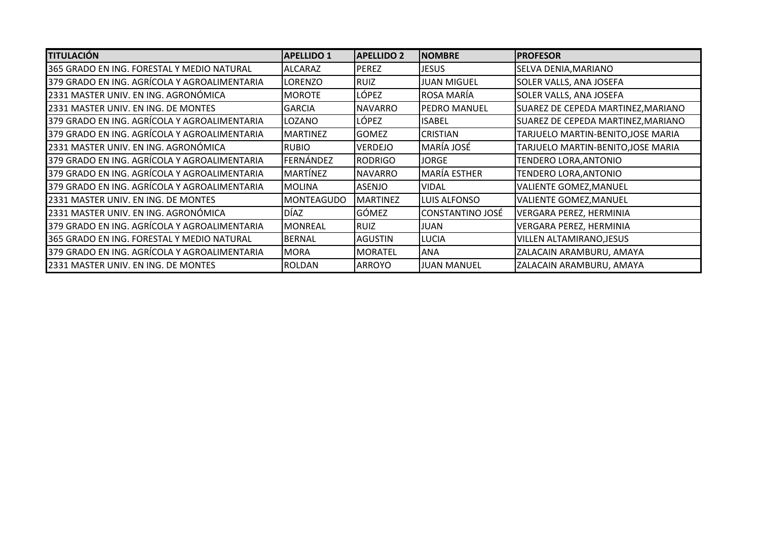| TITULACIÓN | APELLIDO 1 | APELLIDO 2 | NOMBRE | PROFESOR |
|---|---|---|---|---|
| 365 GRADO EN ING. FORESTAL Y MEDIO NATURAL | ALCARAZ | PEREZ | JESUS | SELVA DENIA,MARIANO |
| 379 GRADO EN ING. AGRÍCOLA Y AGROALIMENTARIA | LORENZO | RUIZ | JUAN MIGUEL | SOLER VALLS, ANA JOSEFA |
| 2331 MASTER UNIV. EN ING. AGRONÓMICA | MOROTE | LÓPEZ | ROSA MARÍA | SOLER VALLS, ANA JOSEFA |
| 2331 MASTER UNIV. EN ING. DE MONTES | GARCIA | NAVARRO | PEDRO MANUEL | SUAREZ DE CEPEDA MARTINEZ,MARIANO |
| 379 GRADO EN ING. AGRÍCOLA Y AGROALIMENTARIA | LOZANO | LÓPEZ | ISABEL | SUAREZ DE CEPEDA MARTINEZ,MARIANO |
| 379 GRADO EN ING. AGRÍCOLA Y AGROALIMENTARIA | MARTINEZ | GOMEZ | CRISTIAN | TARJUELO MARTIN-BENITO,JOSE MARIA |
| 2331 MASTER UNIV. EN ING. AGRONÓMICA | RUBIO | VERDEJO | MARÍA JOSÉ | TARJUELO MARTIN-BENITO,JOSE MARIA |
| 379 GRADO EN ING. AGRÍCOLA Y AGROALIMENTARIA | FERNÁNDEZ | RODRIGO | JORGE | TENDERO LORA,ANTONIO |
| 379 GRADO EN ING. AGRÍCOLA Y AGROALIMENTARIA | MARTÍNEZ | NAVARRO | MARÍA ESTHER | TENDERO LORA,ANTONIO |
| 379 GRADO EN ING. AGRÍCOLA Y AGROALIMENTARIA | MOLINA | ASENJO | VIDAL | VALIENTE GOMEZ,MANUEL |
| 2331 MASTER UNIV. EN ING. DE MONTES | MONTEAGUDO | MARTINEZ | LUIS ALFONSO | VALIENTE GOMEZ,MANUEL |
| 2331 MASTER UNIV. EN ING. AGRONÓMICA | DÍAZ | GÓMEZ | CONSTANTINO JOSÉ | VERGARA PEREZ, HERMINIA |
| 379 GRADO EN ING. AGRÍCOLA Y AGROALIMENTARIA | MONREAL | RUIZ | JUAN | VERGARA PEREZ, HERMINIA |
| 365 GRADO EN ING. FORESTAL Y MEDIO NATURAL | BERNAL | AGUSTIN | LUCIA | VILLEN ALTAMIRANO,JESUS |
| 379 GRADO EN ING. AGRÍCOLA Y AGROALIMENTARIA | MORA | MORATEL | ANA | ZALACAIN ARAMBURU, AMAYA |
| 2331 MASTER UNIV. EN ING. DE MONTES | ROLDAN | ARROYO | JUAN MANUEL | ZALACAIN ARAMBURU, AMAYA |